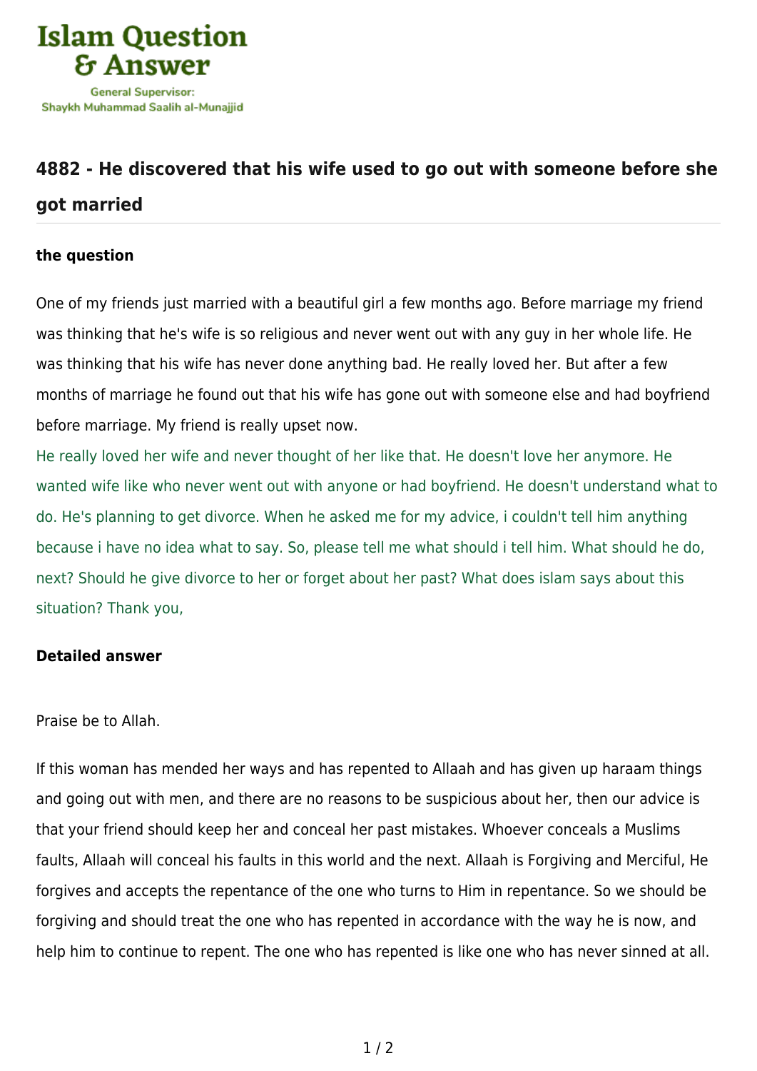# 4882 - He discovered that his wife used to go out with someone before she got married

### the question

One of my friends just married with a beautiful girl a few months ago. Before marriage my friend was thinking that he's wife is so religious and never went out with any guy in her whole life. He was thinking that his wife has never done anything bad. He really loved her. But after a few months of marriage he found out that his wife has gone out with someone else and had boyfriend before marriage. My friend is really upset now.

He really loved her wife and never thought of her like that. He doesn't love her anymore. He wanted wife like who never went out with anyone or had boyfriend. He doesn't understand what to do. He's planning to get divorce. When he asked me for my advice, i couldn't tell him anything because i have no idea what to say. So, please tell me what should i tell him. What should he do, next? Should he give divorce to her or forget about her past? What does islam says about this situation? Thank you,

### Detailed answer

Praise be to Allah.

If this woman has mended her ways and has repented to Allaah and has given up haraam things and going out with men, and there are no reasons to be suspicious about her, then our advice is that your friend should keep her and conceal her past mistakes. Whoever conceals a Muslims faults, Allaah will conceal his faults in this world and the next. Allaah is Forgiving and Merciful, He forgives and accepts the repentance of the one who turns to Him in repentance. So we should be forgiving and should treat the one who has repented in accordance with the way he is now, and help him to continue to repent. The one who has repented is like one who has never sinned at all.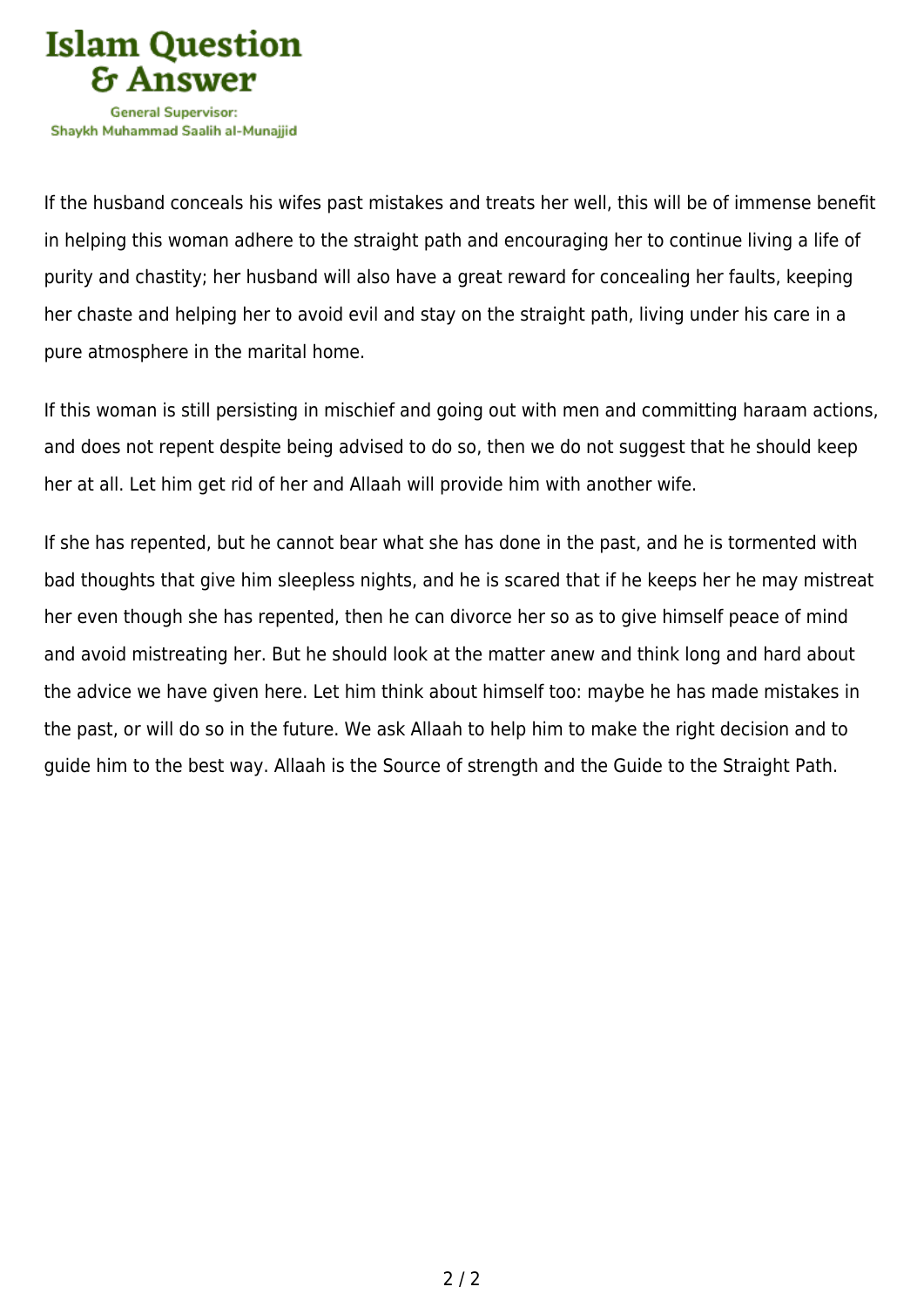If the husband conceals his wifes past mistakes and treats her well, this will be of immense benefit in helping this woman adhere to the straight path and encouraging her to continue living a life of purity and chastity; her husband will also have a great reward for concealing her faults, keeping her chaste and helping her to avoid evil and stay on the straight path, living under his care in a pure atmosphere in the marital home.

If this woman is still persisting in mischief and going out with men and committing haraam actions, and does not repent despite being advised to do so, then we do not suggest that he should keep her at all. Let him get rid of her and Allaah will provide him with another wife.

If she has repented, but he cannot bear what she has done in the past, and he is tormented with bad thoughts that give him sleepless nights, and he is scared that if he keeps her he may mistreat her even though she has repented, then he can divorce her so as to give himself peace of mind and avoid mistreating her. But he should look at the matter anew and think long and hard about the advice we have given here. Let him think about himself too: maybe he has made mistakes in the past, or will do so in the future. We ask Allaah to help him to make the right decision and to guide him to the best way. Allaah is the Source of strength and the Guide to the Straight Path.